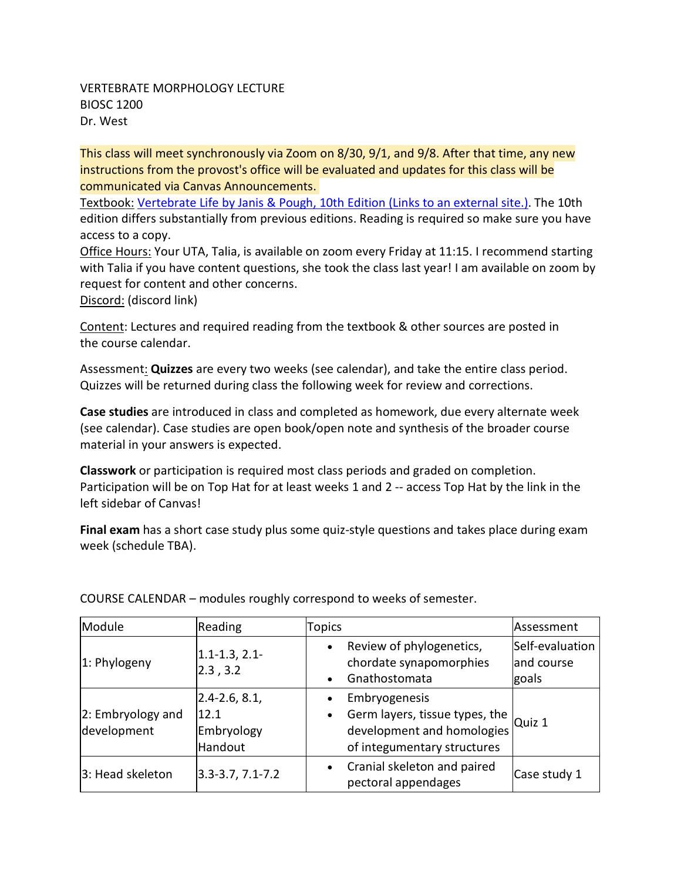VERTEBRATE MORPHOLOGY LECTURE
BIOSC 1200
Dr. West

This class will meet synchronously via Zoom on 8/30, 9/1, and 9/8. After that time, any new instructions from the provost's office will be evaluated and updates for this class will be communicated via Canvas Announcements.

Textbook: [Vertebrate Life by Janis & Pough, 10th Edition (Links to an external site.)](). The 10th edition differs substantially from previous editions. Reading is required so make sure you have access to a copy.

Office Hours: Your UTA, Talia, is available on zoom every Friday at 11:15. I recommend starting with Talia if you have content questions, she took the class last year! I am available on zoom by request for content and other concerns.

Discord: (discord link)

Content: Lectures and required reading from the textbook & other sources are posted in the course calendar.

Assessment: **Quizzes** are every two weeks (see calendar), and take the entire class period. Quizzes will be returned during class the following week for review and corrections.

**Case studies** are introduced in class and completed as homework, due every alternate week (see calendar). Case studies are open book/open note and synthesis of the broader course material in your answers is expected.

**Classwork** or participation is required most class periods and graded on completion. Participation will be on Top Hat for at least weeks 1 and 2 -- access Top Hat by the link in the left sidebar of Canvas!

**Final exam** has a short case study plus some quiz-style questions and takes place during exam week (schedule TBA).

COURSE CALENDAR – modules roughly correspond to weeks of semester.

| Module | Reading | Topics | Assessment |
|---|---|---|---|
| 1: Phylogeny | 1.1-1.3, 2.1-2.3 , 3.2 | • Review of phylogenetics, chordate synapomorphies<br>• Gnathostomata | Self-evaluation and course goals |
| 2: Embryology and development | 2.4-2.6, 8.1, 12.1<br>Embryology Handout | • Embryogenesis<br>• Germ layers, tissue types, the development and homologies of integumentary structures | Quiz 1 |
| 3: Head skeleton | 3.3-3.7, 7.1-7.2 | • Cranial skeleton and paired pectoral appendages | Case study 1 |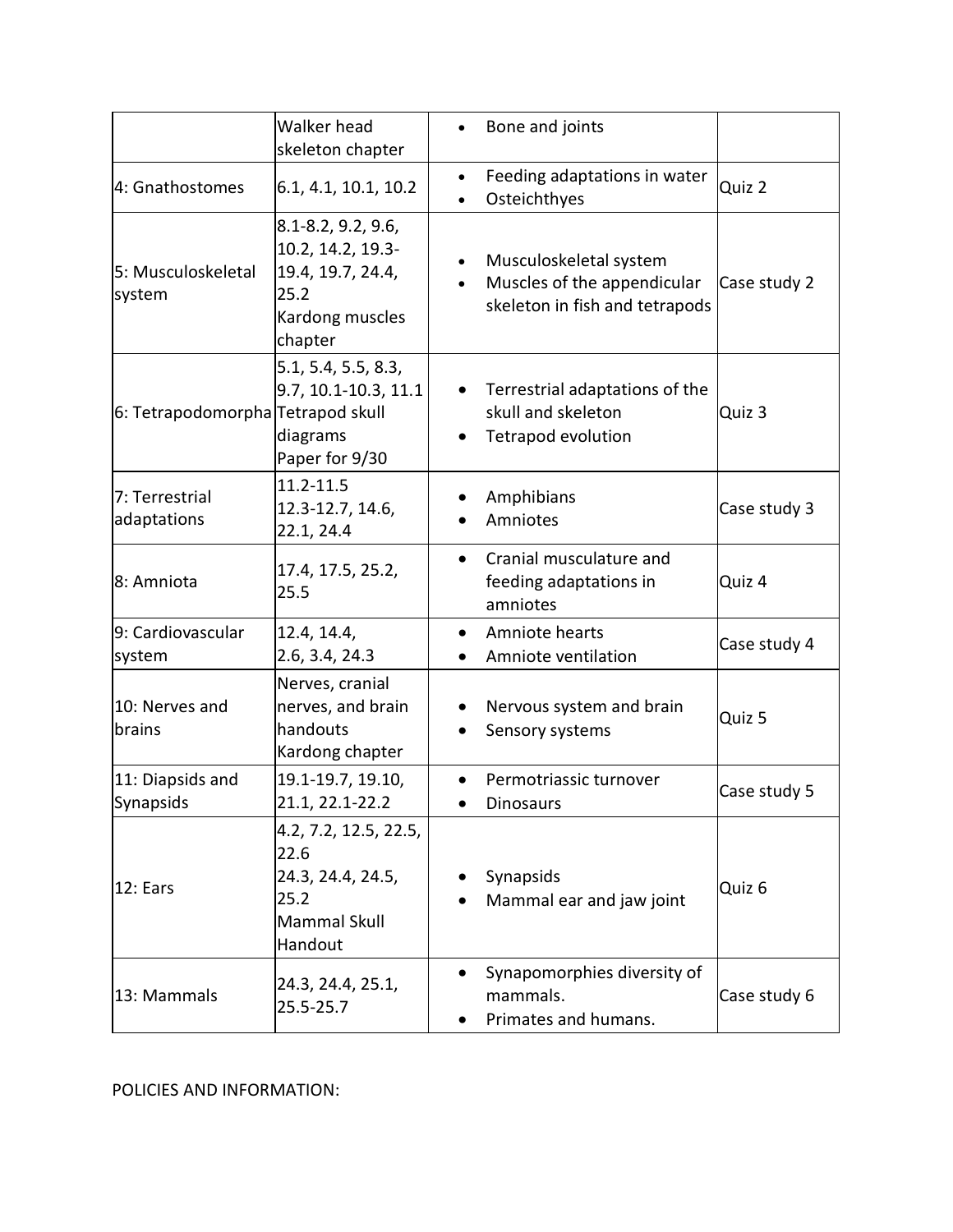| | | | |
|---|---|---|---|
| | Walker head skeleton chapter | • Bone and joints | |
| 4: Gnathostomes | 6.1, 4.1, 10.1, 10.2 | • Feeding adaptations in water<br>• Osteichthyes | Quiz 2 |
| 5: Musculoskeletal system | 8.1-8.2, 9.2, 9.6, 10.2, 14.2, 19.3-19.4, 19.7, 24.4, 25.2<br>Kardong muscles chapter | • Musculoskeletal system<br>• Muscles of the appendicular skeleton in fish and tetrapods | Case study 2 |
| 6: Tetrapodomorpha | 5.1, 5.4, 5.5, 8.3, 9.7, 10.1-10.3, 11.1<br>Tetrapod skull diagrams<br>Paper for 9/30 | • Terrestrial adaptations of the skull and skeleton<br>• Tetrapod evolution | Quiz 3 |
| 7: Terrestrial adaptations | 11.2-11.5<br>12.3-12.7, 14.6, 22.1, 24.4 | • Amphibians<br>• Amniotes | Case study 3 |
| 8: Amniota | 17.4, 17.5, 25.2, 25.5 | • Cranial musculature and feeding adaptations in amniotes | Quiz 4 |
| 9: Cardiovascular system | 12.4, 14.4,<br>2.6, 3.4, 24.3 | • Amniote hearts<br>• Amniote ventilation | Case study 4 |
| 10: Nerves and brains | Nerves, cranial nerves, and brain handouts<br>Kardong chapter | • Nervous system and brain<br>• Sensory systems | Quiz 5 |
| 11: Diapsids and Synapsids | 19.1-19.7, 19.10, 21.1, 22.1-22.2 | • Permotriassic turnover<br>• Dinosaurs | Case study 5 |
| 12: Ears | 4.2, 7.2, 12.5, 22.5, 22.6<br>24.3, 24.4, 24.5, 25.2<br>Mammal Skull Handout | • Synapsids<br>• Mammal ear and jaw joint | Quiz 6 |
| 13: Mammals | 24.3, 24.4, 25.1, 25.5-25.7 | • Synapomorphies diversity of mammals.<br>• Primates and humans. | Case study 6 |

POLICIES AND INFORMATION: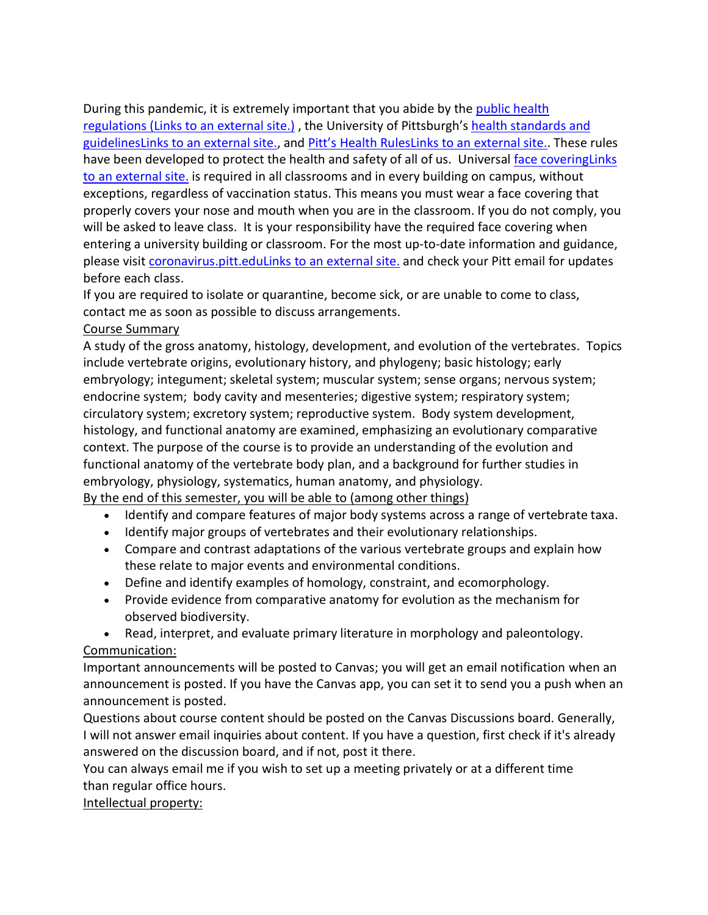During this pandemic, it is extremely important that you abide by the public health regulations (Links to an external site.) , the University of Pittsburgh's health standards and guidelinesLinks to an external site., and Pitt's Health RulesLinks to an external site.. These rules have been developed to protect the health and safety of all of us. Universal face coveringLinks to an external site. is required in all classrooms and in every building on campus, without exceptions, regardless of vaccination status. This means you must wear a face covering that properly covers your nose and mouth when you are in the classroom. If you do not comply, you will be asked to leave class. It is your responsibility have the required face covering when entering a university building or classroom. For the most up-to-date information and guidance, please visit coronavirus.pitt.eduLinks to an external site. and check your Pitt email for updates before each class.

If you are required to isolate or quarantine, become sick, or are unable to come to class, contact me as soon as possible to discuss arrangements.

## Course Summary

A study of the gross anatomy, histology, development, and evolution of the vertebrates. Topics include vertebrate origins, evolutionary history, and phylogeny; basic histology; early embryology; integument; skeletal system; muscular system; sense organs; nervous system; endocrine system; body cavity and mesenteries; digestive system; respiratory system; circulatory system; excretory system; reproductive system. Body system development, histology, and functional anatomy are examined, emphasizing an evolutionary comparative context. The purpose of the course is to provide an understanding of the evolution and functional anatomy of the vertebrate body plan, and a background for further studies in embryology, physiology, systematics, human anatomy, and physiology.

By the end of this semester, you will be able to (among other things)

- Identify and compare features of major body systems across a range of vertebrate taxa.
- Identify major groups of vertebrates and their evolutionary relationships.
- Compare and contrast adaptations of the various vertebrate groups and explain how these relate to major events and environmental conditions.
- Define and identify examples of homology, constraint, and ecomorphology.
- Provide evidence from comparative anatomy for evolution as the mechanism for observed biodiversity.
- Read, interpret, and evaluate primary literature in morphology and paleontology.

## Communication:

Important announcements will be posted to Canvas; you will get an email notification when an announcement is posted. If you have the Canvas app, you can set it to send you a push when an announcement is posted.

Questions about course content should be posted on the Canvas Discussions board. Generally, I will not answer email inquiries about content. If you have a question, first check if it's already answered on the discussion board, and if not, post it there.

You can always email me if you wish to set up a meeting privately or at a different time than regular office hours.

## Intellectual property: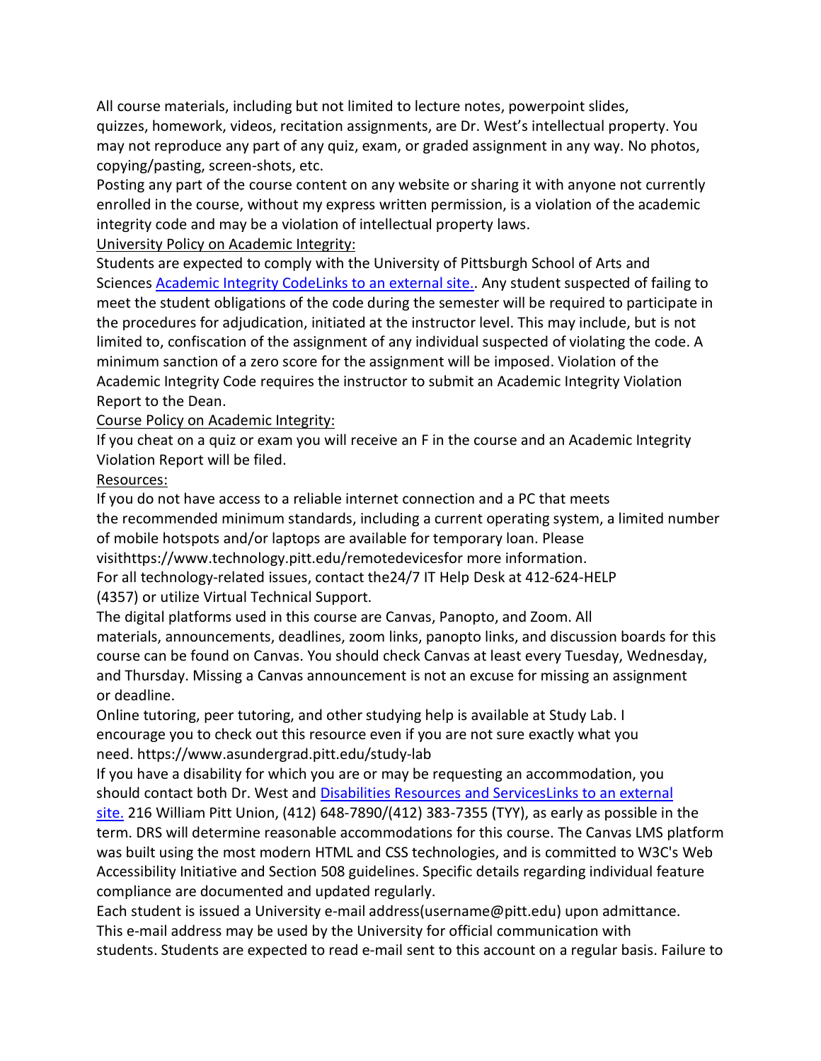All course materials, including but not limited to lecture notes, powerpoint slides, quizzes, homework, videos, recitation assignments, are Dr. West's intellectual property. You may not reproduce any part of any quiz, exam, or graded assignment in any way. No photos, copying/pasting, screen-shots, etc.

Posting any part of the course content on any website or sharing it with anyone not currently enrolled in the course, without my express written permission, is a violation of the academic integrity code and may be a violation of intellectual property laws.

<u>University Policy on Academic Integrity:</u>

Students are expected to comply with the University of Pittsburgh School of Arts and Sciences [Academic Integrity CodeLinks to an external site.](). Any student suspected of failing to meet the student obligations of the code during the semester will be required to participate in the procedures for adjudication, initiated at the instructor level. This may include, but is not limited to, confiscation of the assignment of any individual suspected of violating the code. A minimum sanction of a zero score for the assignment will be imposed. Violation of the Academic Integrity Code requires the instructor to submit an Academic Integrity Violation Report to the Dean.

<u>Course Policy on Academic Integrity:</u>

If you cheat on a quiz or exam you will receive an F in the course and an Academic Integrity Violation Report will be filed.

<u>Resources:</u>

If you do not have access to a reliable internet connection and a PC that meets the recommended minimum standards, including a current operating system, a limited number of mobile hotspots and/or laptops are available for temporary loan. Please visithttps://www.technology.pitt.edu/remotedevicesfor more information.

For all technology-related issues, contact the24/7 IT Help Desk at 412-624-HELP (4357) or utilize Virtual Technical Support.

The digital platforms used in this course are Canvas, Panopto, and Zoom. All materials, announcements, deadlines, zoom links, panopto links, and discussion boards for this course can be found on Canvas. You should check Canvas at least every Tuesday, Wednesday, and Thursday. Missing a Canvas announcement is not an excuse for missing an assignment or deadline.

Online tutoring, peer tutoring, and other studying help is available at Study Lab. I encourage you to check out this resource even if you are not sure exactly what you need. https://www.asundergrad.pitt.edu/study-lab

If you have a disability for which you are or may be requesting an accommodation, you should contact both Dr. West and [Disabilities Resources and ServicesLinks to an external site.]() 216 William Pitt Union, (412) 648-7890/(412) 383-7355 (TYY), as early as possible in the term. DRS will determine reasonable accommodations for this course. The Canvas LMS platform was built using the most modern HTML and CSS technologies, and is committed to W3C's Web Accessibility Initiative and Section 508 guidelines. Specific details regarding individual feature compliance are documented and updated regularly.

Each student is issued a University e-mail address(username@pitt.edu) upon admittance. This e-mail address may be used by the University for official communication with students. Students are expected to read e-mail sent to this account on a regular basis. Failure to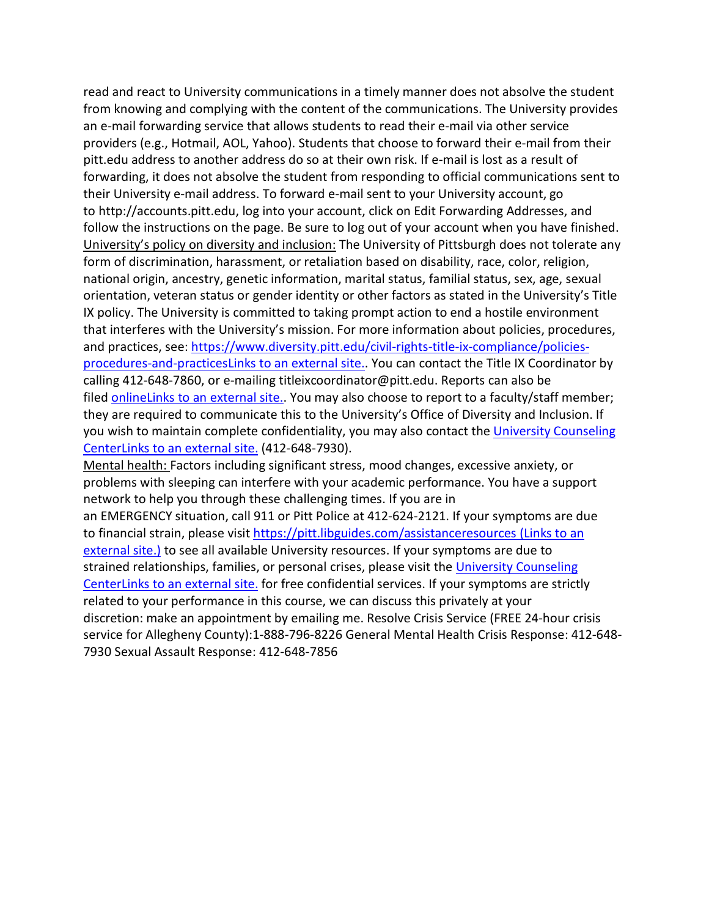read and react to University communications in a timely manner does not absolve the student from knowing and complying with the content of the communications. The University provides an e-mail forwarding service that allows students to read their e-mail via other service providers (e.g., Hotmail, AOL, Yahoo). Students that choose to forward their e-mail from their pitt.edu address to another address do so at their own risk. If e-mail is lost as a result of forwarding, it does not absolve the student from responding to official communications sent to their University e-mail address. To forward e-mail sent to your University account, go to http://accounts.pitt.edu, log into your account, click on Edit Forwarding Addresses, and follow the instructions on the page. Be sure to log out of your account when you have finished.

University's policy on diversity and inclusion: The University of Pittsburgh does not tolerate any form of discrimination, harassment, or retaliation based on disability, race, color, religion, national origin, ancestry, genetic information, marital status, familial status, sex, age, sexual orientation, veteran status or gender identity or other factors as stated in the University's Title IX policy. The University is committed to taking prompt action to end a hostile environment that interferes with the University's mission. For more information about policies, procedures, and practices, see: [https://www.diversity.pitt.edu/civil-rights-title-ix-compliance/policies-procedures-and-practicesLinks to an external site.](https://www.diversity.pitt.edu/civil-rights-title-ix-compliance/policies-procedures-and-practices). You can contact the Title IX Coordinator by calling 412-648-7860, or e-mailing titleixcoordinator@pitt.edu. Reports can also be filed onlineLinks to an external site.. You may also choose to report to a faculty/staff member; they are required to communicate this to the University's Office of Diversity and Inclusion. If you wish to maintain complete confidentiality, you may also contact the University Counseling CenterLinks to an external site. (412-648-7930).

Mental health: Factors including significant stress, mood changes, excessive anxiety, or problems with sleeping can interfere with your academic performance. You have a support network to help you through these challenging times. If you are in an EMERGENCY situation, call 911 or Pitt Police at 412-624-2121. If your symptoms are due to financial strain, please visit [https://pitt.libguides.com/assistanceresources (Links to an external site.)](https://pitt.libguides.com/assistanceresources) to see all available University resources. If your symptoms are due to strained relationships, families, or personal crises, please visit the University Counseling CenterLinks to an external site. for free confidential services. If your symptoms are strictly related to your performance in this course, we can discuss this privately at your discretion: make an appointment by emailing me. Resolve Crisis Service (FREE 24-hour crisis service for Allegheny County):1-888-796-8226 General Mental Health Crisis Response: 412-648-7930 Sexual Assault Response: 412-648-7856